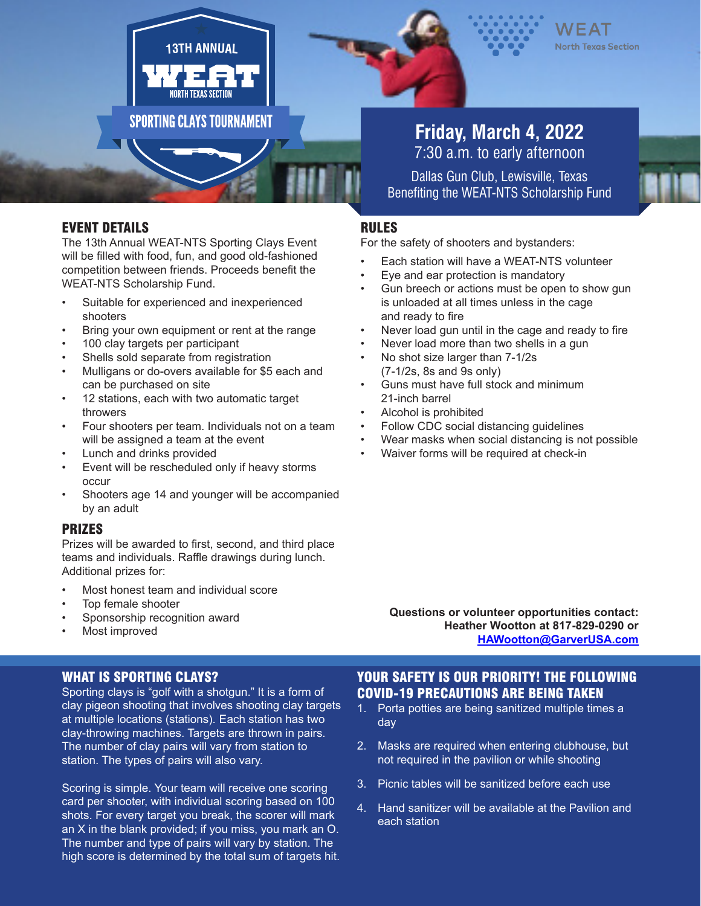# 13TH ANNUAL WEAT NORTH TEXAS SECTION SPORTING CLAYS TOURNAMENT

WEAT North Texas Section

## Friday, March 4, 2022

7:30 a.m. to early afternoon

Dallas Gun Club, Lewisville, Texas

Benefiting the WEAT-NTS Scholarship Fund

## EVENT DETAILS

The 13th Annual WEAT-NTS Sporting Clays Event will be filled with food, fun, and good old-fashioned competition between friends. Proceeds benefit the WEAT-NTS Scholarship Fund.

- Suitable for experienced and inexperienced shooters
- Bring your own equipment or rent at the range
- 100 clay targets per participant
- Shells sold separate from registration
- Mulligans or do-overs available for $5 each and can be purchased on site
- 12 stations, each with two automatic target throwers
- Four shooters per team. Individuals not on a team will be assigned a team at the event
- Lunch and drinks provided
- Event will be rescheduled only if heavy storms occur
- Shooters age 14 and younger will be accompanied by an adult

## PRIZES

Prizes will be awarded to first, second, and third place teams and individuals. Raffle drawings during lunch. Additional prizes for:

- Most honest team and individual score
- Top female shooter
- Sponsorship recognition award
- Most improved

## RULES

For the safety of shooters and bystanders:

- Each station will have a WEAT-NTS volunteer
- Eye and ear protection is mandatory
- Gun breech or actions must be open to show gun is unloaded at all times unless in the cage and ready to fire
- Never load gun until in the cage and ready to fire
- Never load more than two shells in a gun
- No shot size larger than 7-1/2s (7-1/2s, 8s and 9s only)
- Guns must have full stock and minimum 21-inch barrel
- Alcohol is prohibited
- Follow CDC social distancing guidelines
- Wear masks when social distancing is not possible
- Waiver forms will be required at check-in

**Questions or volunteer opportunities contact:**
**Heather Wootton at 817-829-0290 or**
**HAWootton@GarverUSA.com**

## WHAT IS SPORTING CLAYS?

Sporting clays is "golf with a shotgun." It is a form of clay pigeon shooting that involves shooting clay targets at multiple locations (stations). Each station has two clay-throwing machines. Targets are thrown in pairs. The number of clay pairs will vary from station to station. The types of pairs will also vary.

Scoring is simple. Your team will receive one scoring card per shooter, with individual scoring based on 100 shots. For every target you break, the scorer will mark an X in the blank provided; if you miss, you mark an O. The number and type of pairs will vary by station. The high score is determined by the total sum of targets hit.

## YOUR SAFETY IS OUR PRIORITY! THE FOLLOWING COVID-19 PRECAUTIONS ARE BEING TAKEN

1. Porta potties are being sanitized multiple times a day
2. Masks are required when entering clubhouse, but not required in the pavilion or while shooting
3. Picnic tables will be sanitized before each use
4. Hand sanitizer will be available at the Pavilion and each station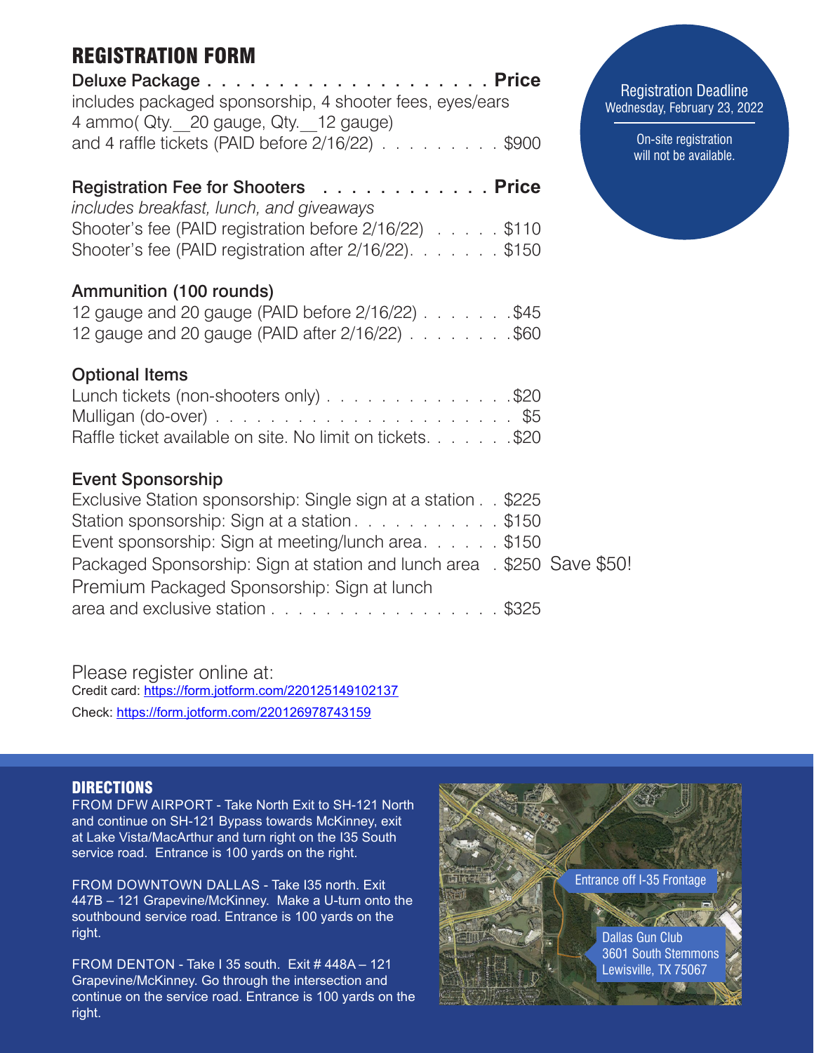# REGISTRATION FORM

**Deluxe Package . . . . . . . . . . . . . . . . . . . . . Price**
includes packaged sponsorship, 4 shooter fees, eyes/ears
4 ammo( Qty.__20 gauge, Qty.__12 gauge)
and 4 raffle tickets (PAID before 2/16/22) . . . . . . . . . $900

**Registration Fee for Shooters . . . . . . . . . . . . Price**
*includes breakfast, lunch, and giveaways*
Shooter's fee (PAID registration before 2/16/22) . . . . . $110
Shooter's fee (PAID registration after 2/16/22). . . . . . . $150

**Ammunition (100 rounds)**
12 gauge and 20 gauge (PAID before 2/16/22) . . . . . . .$45
12 gauge and 20 gauge (PAID after 2/16/22) . . . . . . . .$60

**Optional Items**
Lunch tickets (non-shooters only) . . . . . . . . . . . . . . .$20
Mulligan (do-over) . . . . . . . . . . . . . . . . . . . . . . . $5
Raffle ticket available on site. No limit on tickets. . . . . . .$20

**Event Sponsorship**
Exclusive Station sponsorship: Single sign at a station . . $225
Station sponsorship: Sign at a station. . . . . . . . . . . $150
Event sponsorship: Sign at meeting/lunch area. . . . . . $150
Packaged Sponsorship: Sign at station and lunch area . $250 Save $50!
Premium Packaged Sponsorship: Sign at lunch
area and exclusive station . . . . . . . . . . . . . . . . . $325

Registration Deadline
Wednesday, February 23, 2022

On-site registration
will not be available.

Please register online at:
Credit card: https://form.jotform.com/220125149102137
Check: https://form.jotform.com/220126978743159

## DIRECTIONS

FROM DFW AIRPORT - Take North Exit to SH-121 North and continue on SH-121 Bypass towards McKinney, exit at Lake Vista/MacArthur and turn right on the I35 South service road. Entrance is 100 yards on the right.

FROM DOWNTOWN DALLAS - Take I35 north. Exit 447B – 121 Grapevine/McKinney. Make a U-turn onto the southbound service road. Entrance is 100 yards on the right.

FROM DENTON - Take I 35 south. Exit # 448A – 121 Grapevine/McKinney. Go through the intersection and continue on the service road. Entrance is 100 yards on the right.

Entrance off I-35 Frontage

Dallas Gun Club
3601 South Stemmons
Lewisville, TX 75067